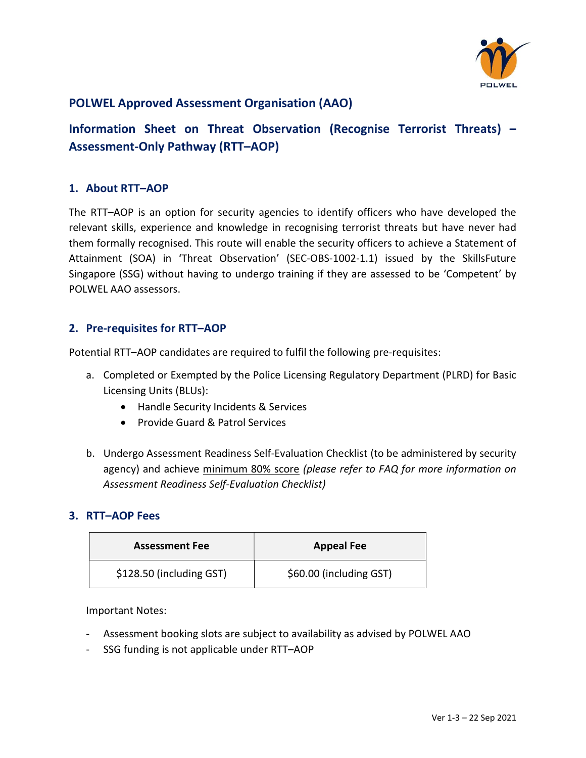## POLWEL Approved Assessment Organisation (AAO)

## Information Sheet on Threat Observation (Recognise Terrorist Threats) – Assessment-Only Pathway (RTT–AOP)

### 1. About RTT–AOP

The RTT–AOP is an option for security agencies to identify officers who have developed the relevant skills, experience and knowledge in recognising terrorist threats but have never had them formally recognised. This route will enable the security officers to achieve a Statement of Attainment (SOA) in 'Threat Observation' (SEC-OBS-1002-1.1) issued by the SkillsFuture Singapore (SSG) without having to undergo training if they are assessed to be 'Competent' by POLWEL AAO assessors.

### 2. Pre-requisites for RTT–AOP

Potential RTT–AOP candidates are required to fulfil the following pre-requisites:

a. Completed or Exempted by the Police Licensing Regulatory Department (PLRD) for Basic Licensing Units (BLUs):
   - Handle Security Incidents & Services
   - Provide Guard & Patrol Services

b. Undergo Assessment Readiness Self-Evaluation Checklist (to be administered by security agency) and achieve <u>minimum 80% score</u> *(please refer to FAQ for more information on Assessment Readiness Self-Evaluation Checklist)*

### 3. RTT–AOP Fees

| Assessment Fee | Appeal Fee |
|---|---|
| $128.50 (including GST) | $60.00 (including GST) |

Important Notes:

- Assessment booking slots are subject to availability as advised by POLWEL AAO
- SSG funding is not applicable under RTT–AOP

Ver 1-3 – 22 Sep 2021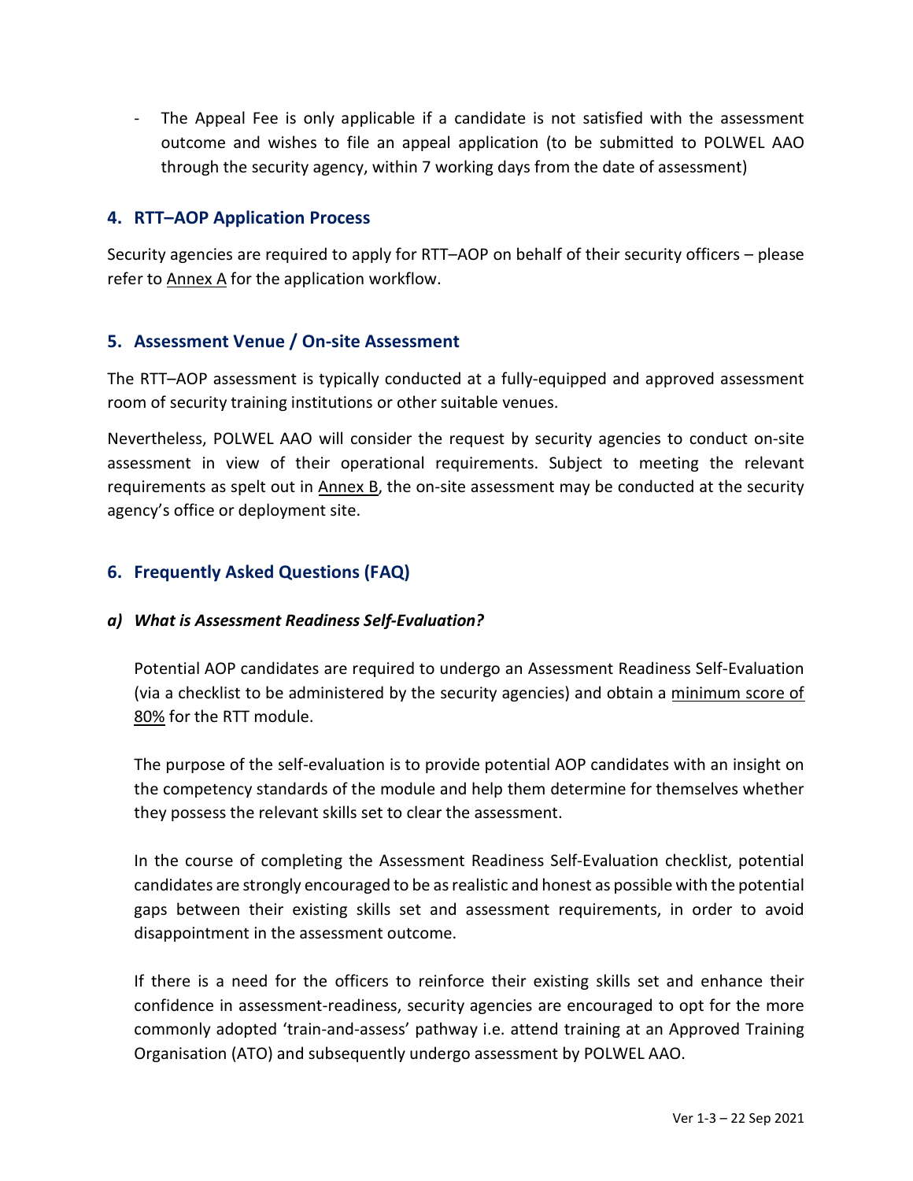- The Appeal Fee is only applicable if a candidate is not satisfied with the assessment outcome and wishes to file an appeal application (to be submitted to POLWEL AAO through the security agency, within 7 working days from the date of assessment)

## 4. RTT–AOP Application Process

Security agencies are required to apply for RTT–AOP on behalf of their security officers – please refer to Annex A for the application workflow.

## 5. Assessment Venue / On-site Assessment

The RTT–AOP assessment is typically conducted at a fully-equipped and approved assessment room of security training institutions or other suitable venues.

Nevertheless, POLWEL AAO will consider the request by security agencies to conduct on-site assessment in view of their operational requirements. Subject to meeting the relevant requirements as spelt out in Annex B, the on-site assessment may be conducted at the security agency's office or deployment site.

## 6. Frequently Asked Questions (FAQ)

### *a) What is Assessment Readiness Self-Evaluation?*

Potential AOP candidates are required to undergo an Assessment Readiness Self-Evaluation (via a checklist to be administered by the security agencies) and obtain a minimum score of 80% for the RTT module.

The purpose of the self-evaluation is to provide potential AOP candidates with an insight on the competency standards of the module and help them determine for themselves whether they possess the relevant skills set to clear the assessment.

In the course of completing the Assessment Readiness Self-Evaluation checklist, potential candidates are strongly encouraged to be as realistic and honest as possible with the potential gaps between their existing skills set and assessment requirements, in order to avoid disappointment in the assessment outcome.

If there is a need for the officers to reinforce their existing skills set and enhance their confidence in assessment-readiness, security agencies are encouraged to opt for the more commonly adopted 'train-and-assess' pathway i.e. attend training at an Approved Training Organisation (ATO) and subsequently undergo assessment by POLWEL AAO.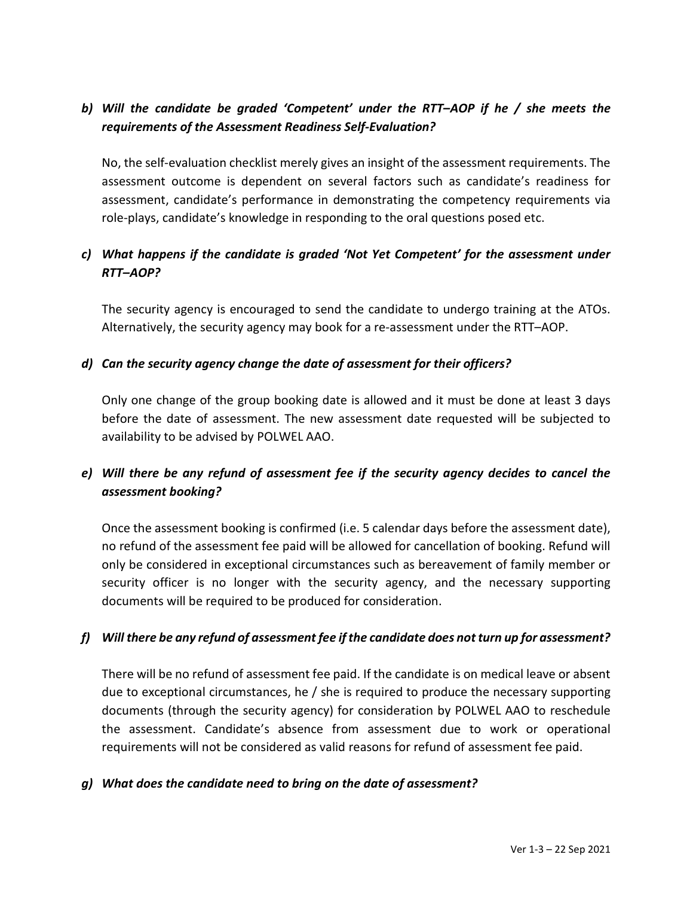***b) Will the candidate be graded 'Competent' under the RTT–AOP if he / she meets the requirements of the Assessment Readiness Self-Evaluation?***

No, the self-evaluation checklist merely gives an insight of the assessment requirements. The assessment outcome is dependent on several factors such as candidate's readiness for assessment, candidate's performance in demonstrating the competency requirements via role-plays, candidate's knowledge in responding to the oral questions posed etc.

***c) What happens if the candidate is graded 'Not Yet Competent' for the assessment under RTT–AOP?***

The security agency is encouraged to send the candidate to undergo training at the ATOs. Alternatively, the security agency may book for a re-assessment under the RTT–AOP.

***d) Can the security agency change the date of assessment for their officers?***

Only one change of the group booking date is allowed and it must be done at least 3 days before the date of assessment. The new assessment date requested will be subjected to availability to be advised by POLWEL AAO.

***e) Will there be any refund of assessment fee if the security agency decides to cancel the assessment booking?***

Once the assessment booking is confirmed (i.e. 5 calendar days before the assessment date), no refund of the assessment fee paid will be allowed for cancellation of booking. Refund will only be considered in exceptional circumstances such as bereavement of family member or security officer is no longer with the security agency, and the necessary supporting documents will be required to be produced for consideration.

***f) Will there be any refund of assessment fee if the candidate does not turn up for assessment?***

There will be no refund of assessment fee paid. If the candidate is on medical leave or absent due to exceptional circumstances, he / she is required to produce the necessary supporting documents (through the security agency) for consideration by POLWEL AAO to reschedule the assessment. Candidate's absence from assessment due to work or operational requirements will not be considered as valid reasons for refund of assessment fee paid.

***g) What does the candidate need to bring on the date of assessment?***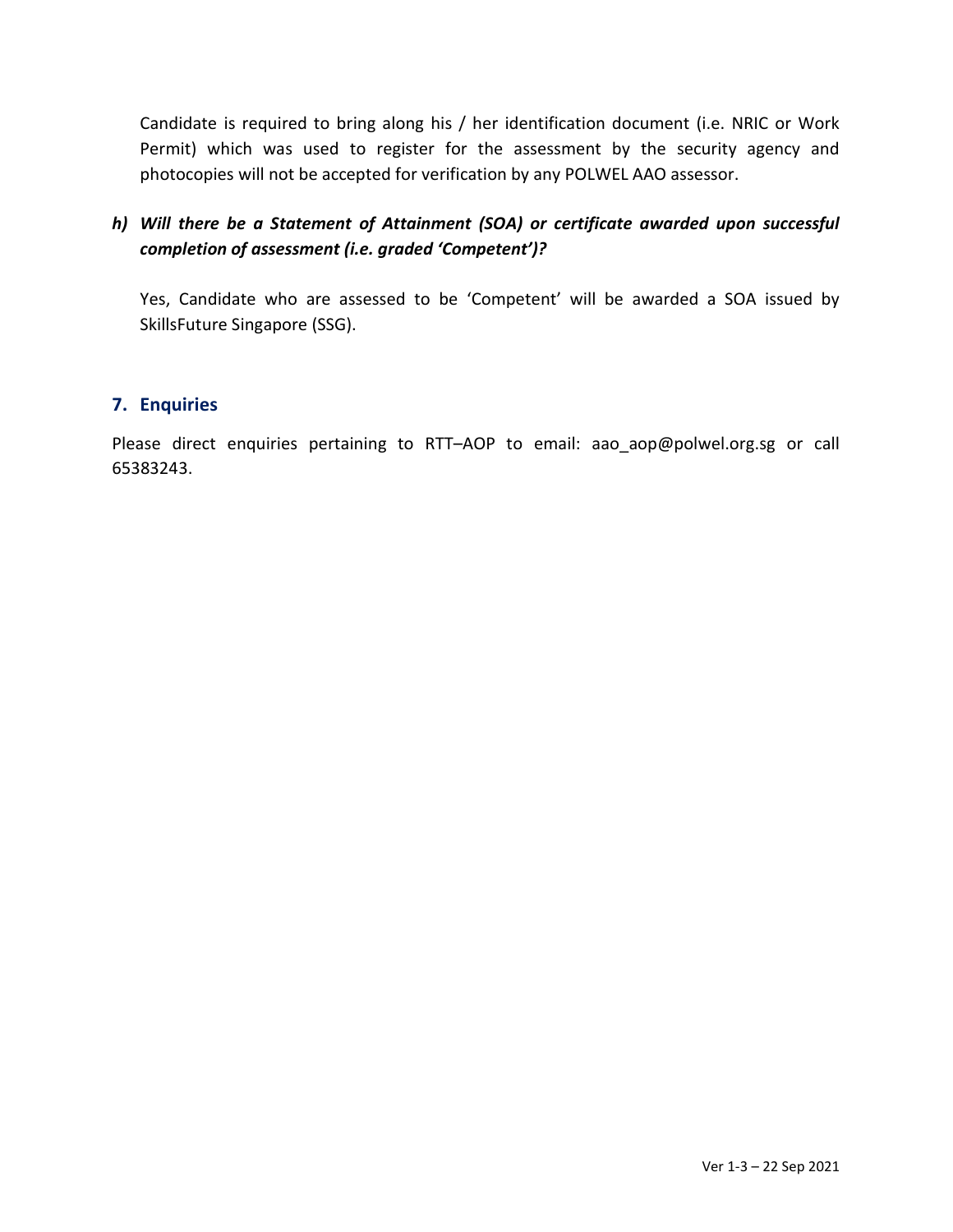Candidate is required to bring along his / her identification document (i.e. NRIC or Work Permit) which was used to register for the assessment by the security agency and photocopies will not be accepted for verification by any POLWEL AAO assessor.

***h) Will there be a Statement of Attainment (SOA) or certificate awarded upon successful completion of assessment (i.e. graded 'Competent')?***

Yes, Candidate who are assessed to be 'Competent' will be awarded a SOA issued by SkillsFuture Singapore (SSG).

## 7. Enquiries

Please direct enquiries pertaining to RTT–AOP to email: aao_aop@polwel.org.sg or call 65383243.

Ver 1-3 – 22 Sep 2021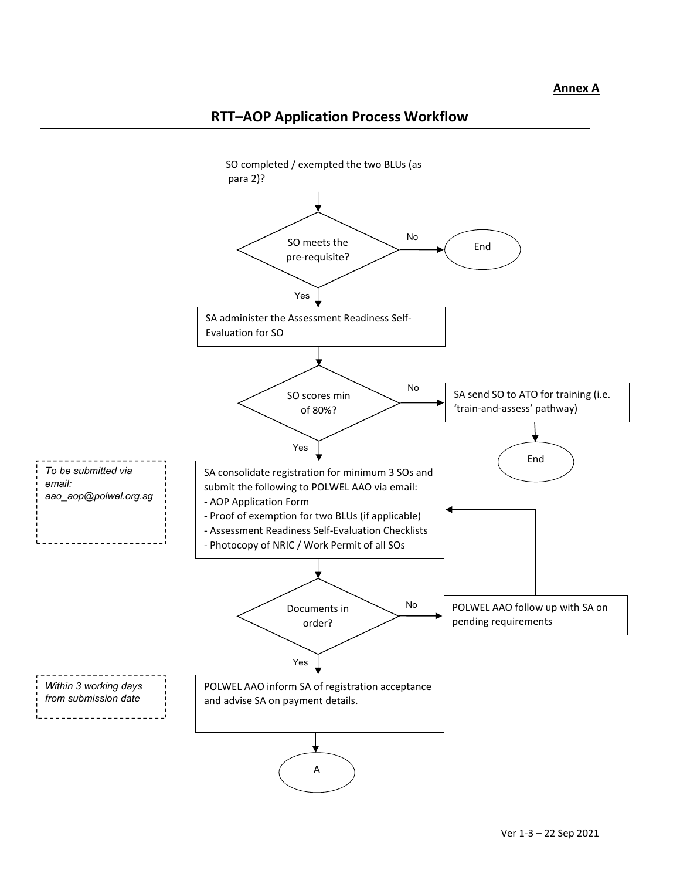**Annex A**

## RTT–AOP Application Process Workflow

SO completed / exempted the two BLUs (as para 2)?

SO meets the pre-requisite?

No → End

Yes ↓

SA administer the Assessment Readiness Self-Evaluation for SO

SO scores min of 80%?

No → SA send SO to ATO for training (i.e. 'train-and-assess' pathway) → End

Yes ↓

*To be submitted via email: aao_aop@polwel.org.sg*

SA consolidate registration for minimum 3 SOs and submit the following to POLWEL AAO via email:
- AOP Application Form
- Proof of exemption for two BLUs (if applicable)
- Assessment Readiness Self-Evaluation Checklists
- Photocopy of NRIC / Work Permit of all SOs

Documents in order?

No → POLWEL AAO follow up with SA on pending requirements (returns to SA consolidate registration)

Yes ↓

*Within 3 working days from submission date*

POLWEL AAO inform SA of registration acceptance and advise SA on payment details.

A

Ver 1-3 – 22 Sep 2021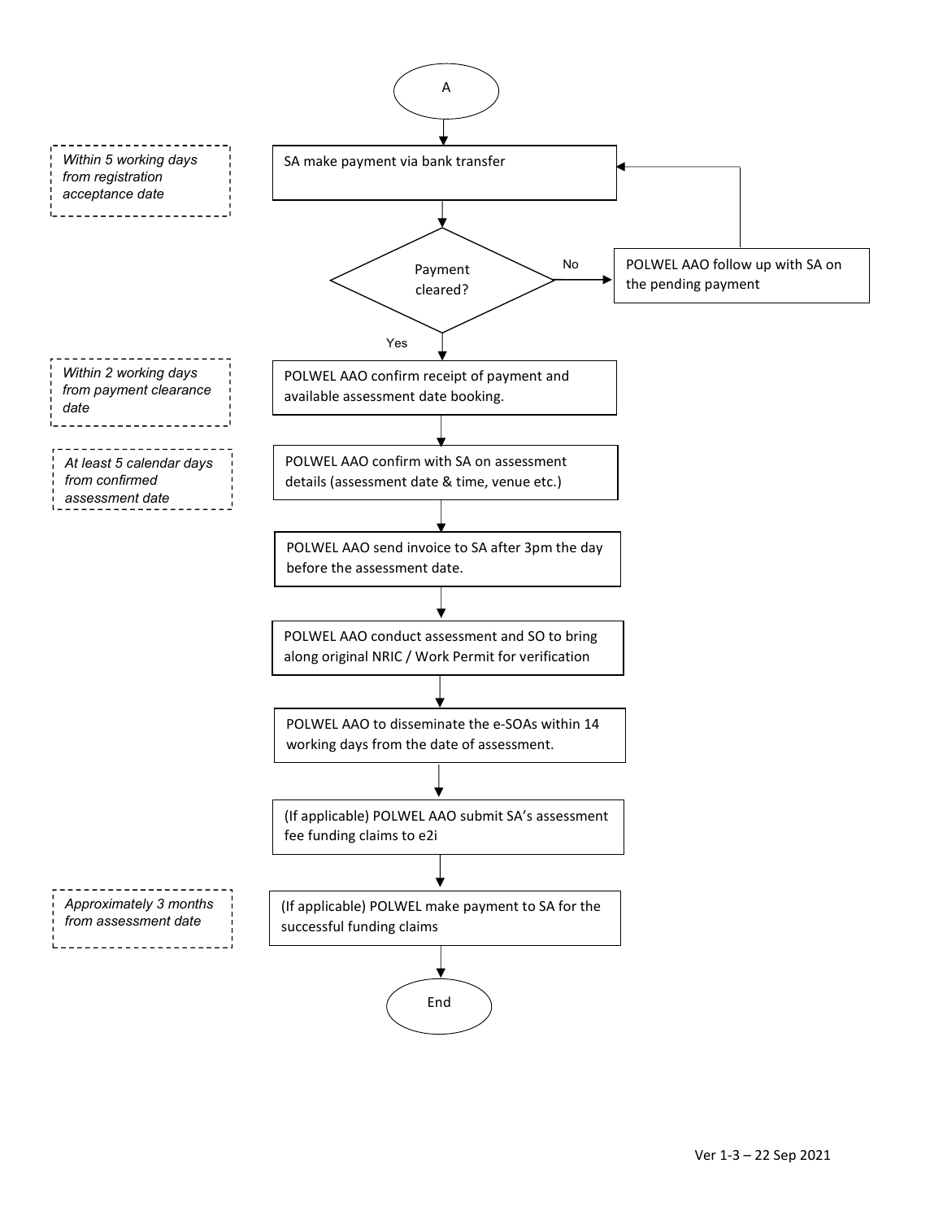A

*Within 5 working days from registration acceptance date*

SA make payment via bank transfer

Payment cleared?

- No → POLWEL AAO follow up with SA on the pending payment (return to "SA make payment via bank transfer")
- Yes ↓

*Within 2 working days from payment clearance date*

POLWEL AAO confirm receipt of payment and available assessment date booking.

*At least 5 calendar days from confirmed assessment date*

POLWEL AAO confirm with SA on assessment details (assessment date & time, venue etc.)

POLWEL AAO send invoice to SA after 3pm the day before the assessment date.

POLWEL AAO conduct assessment and SO to bring along original NRIC / Work Permit for verification

POLWEL AAO to disseminate the e-SOAs within 14 working days from the date of assessment.

(If applicable) POLWEL AAO submit SA's assessment fee funding claims to e2i

*Approximately 3 months from assessment date*

(If applicable) POLWEL make payment to SA for the successful funding claims

End

Ver 1-3 – 22 Sep 2021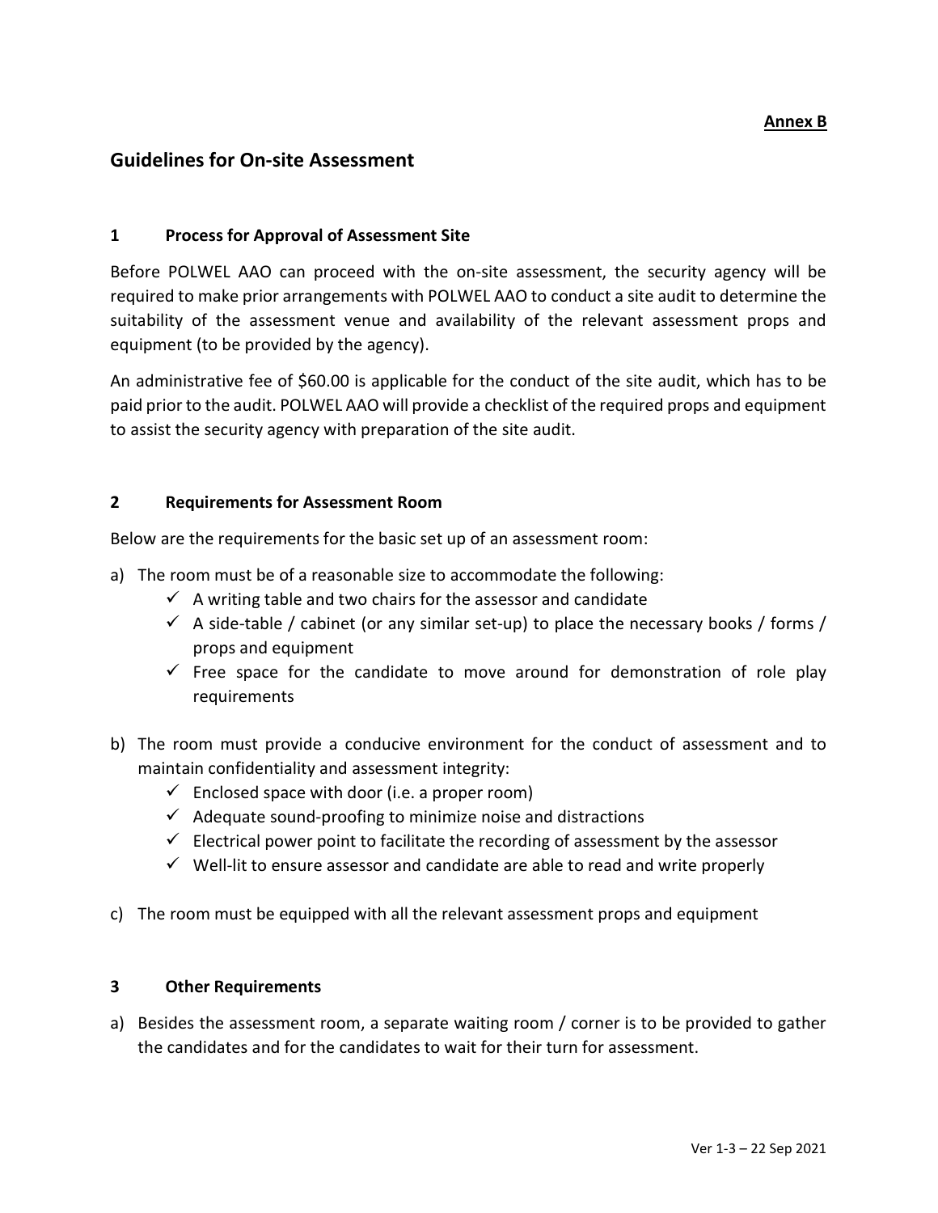**Annex B**

## Guidelines for On-site Assessment

### 1 Process for Approval of Assessment Site

Before POLWEL AAO can proceed with the on-site assessment, the security agency will be required to make prior arrangements with POLWEL AAO to conduct a site audit to determine the suitability of the assessment venue and availability of the relevant assessment props and equipment (to be provided by the agency).

An administrative fee of $60.00 is applicable for the conduct of the site audit, which has to be paid prior to the audit. POLWEL AAO will provide a checklist of the required props and equipment to assist the security agency with preparation of the site audit.

### 2 Requirements for Assessment Room

Below are the requirements for the basic set up of an assessment room:

a) The room must be of a reasonable size to accommodate the following:
   - ✓ A writing table and two chairs for the assessor and candidate
   - ✓ A side-table / cabinet (or any similar set-up) to place the necessary books / forms / props and equipment
   - ✓ Free space for the candidate to move around for demonstration of role play requirements

b) The room must provide a conducive environment for the conduct of assessment and to maintain confidentiality and assessment integrity:
   - ✓ Enclosed space with door (i.e. a proper room)
   - ✓ Adequate sound-proofing to minimize noise and distractions
   - ✓ Electrical power point to facilitate the recording of assessment by the assessor
   - ✓ Well-lit to ensure assessor and candidate are able to read and write properly

c) The room must be equipped with all the relevant assessment props and equipment

### 3 Other Requirements

a) Besides the assessment room, a separate waiting room / corner is to be provided to gather the candidates and for the candidates to wait for their turn for assessment.

Ver 1-3 – 22 Sep 2021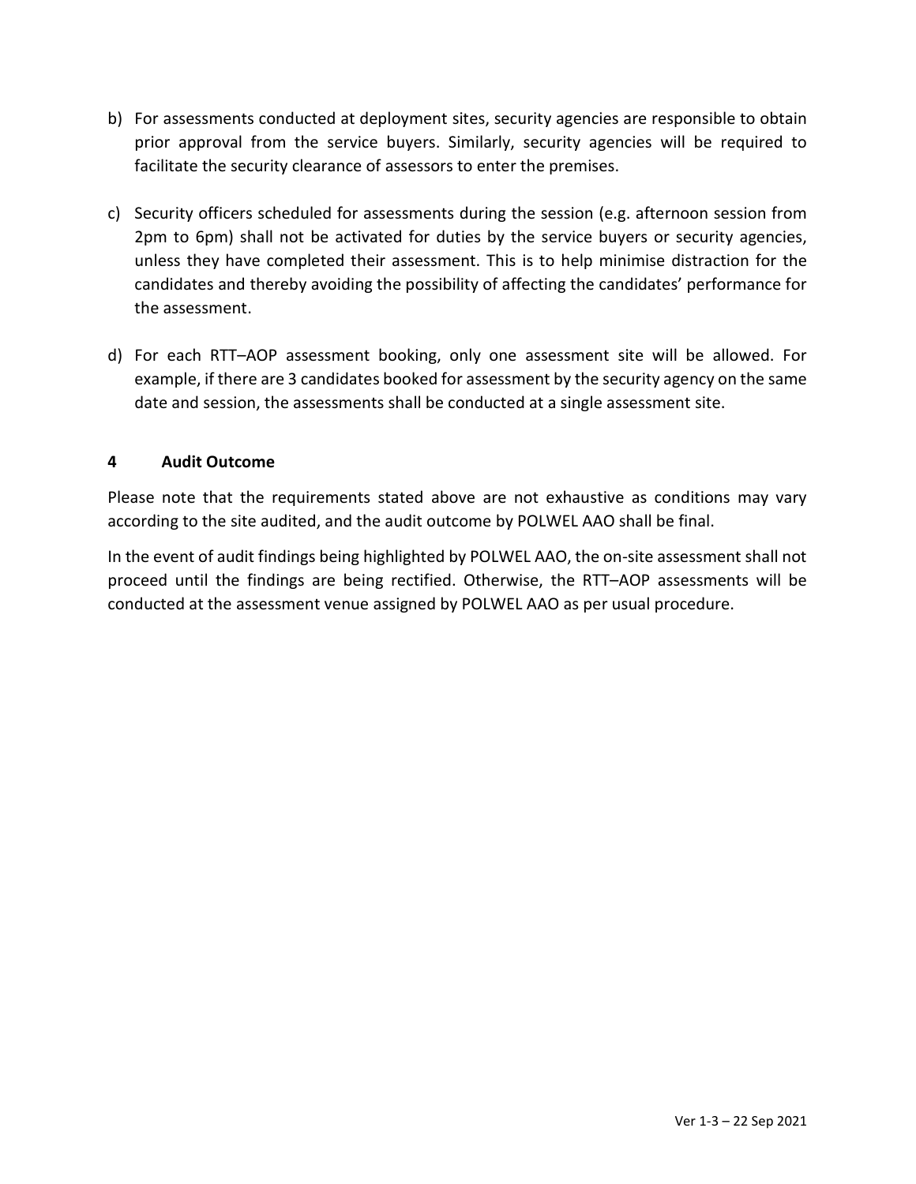b) For assessments conducted at deployment sites, security agencies are responsible to obtain prior approval from the service buyers. Similarly, security agencies will be required to facilitate the security clearance of assessors to enter the premises.

c) Security officers scheduled for assessments during the session (e.g. afternoon session from 2pm to 6pm) shall not be activated for duties by the service buyers or security agencies, unless they have completed their assessment. This is to help minimise distraction for the candidates and thereby avoiding the possibility of affecting the candidates' performance for the assessment.

d) For each RTT–AOP assessment booking, only one assessment site will be allowed. For example, if there are 3 candidates booked for assessment by the security agency on the same date and session, the assessments shall be conducted at a single assessment site.

## 4 Audit Outcome

Please note that the requirements stated above are not exhaustive as conditions may vary according to the site audited, and the audit outcome by POLWEL AAO shall be final.

In the event of audit findings being highlighted by POLWEL AAO, the on-site assessment shall not proceed until the findings are being rectified. Otherwise, the RTT–AOP assessments will be conducted at the assessment venue assigned by POLWEL AAO as per usual procedure.